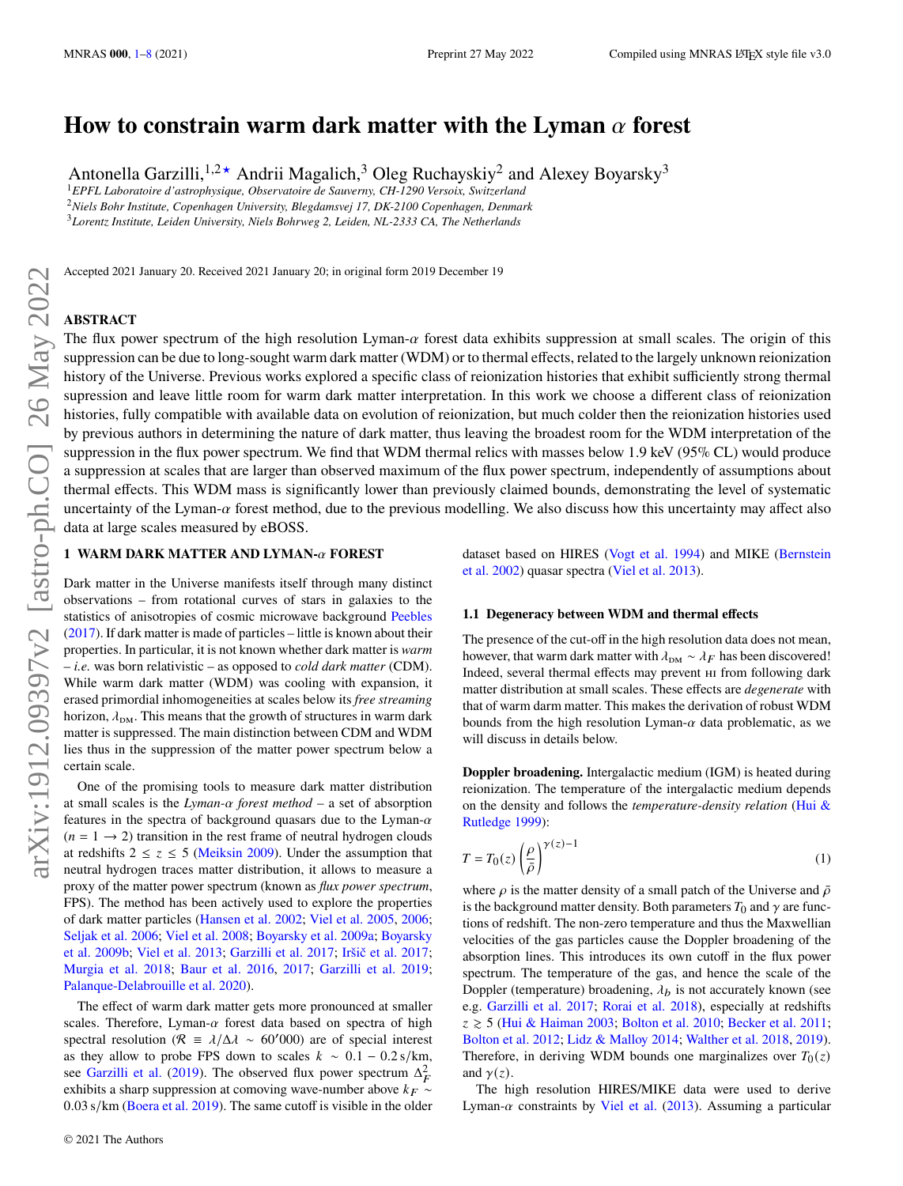# How to constrain warm dark matter with the Lyman $\alpha$ forest

Antonella Garzilli,[1,2]⋆ Andrii Magalich,[3] Oleg Ruchayskiy[2] and Alexey Boyarsky[3]

[1]*EPFL Laboratoire d'astrophysique, Observatoire de Sauverny, CH-1290 Versoix, Switzerland*
[2]*Niels Bohr Institute, Copenhagen University, Blegdamsvej 17, DK-2100 Copenhagen, Denmark*
[3]*Lorentz Institute, Leiden University, Niels Bohrweg 2, Leiden, NL-2333 CA, The Netherlands*

Accepted 2021 January 20. Received 2021 January 20; in original form 2019 December 19

## ABSTRACT

The flux power spectrum of the high resolution Lyman-$\alpha$ forest data exhibits suppression at small scales. The origin of this suppression can be due to long-sought warm dark matter (WDM) or to thermal effects, related to the largely unknown reionization history of the Universe. Previous works explored a specific class of reionization histories that exhibit sufficiently strong thermal supression and leave little room for warm dark matter interpretation. In this work we choose a different class of reionization histories, fully compatible with available data on evolution of reionization, but much colder then the reionization histories used by previous authors in determining the nature of dark matter, thus leaving the broadest room for the WDM interpretation of the suppression in the flux power spectrum. We find that WDM thermal relics with masses below 1.9 keV (95% CL) would produce a suppression at scales that are larger than observed maximum of the flux power spectrum, independently of assumptions about thermal effects. This WDM mass is significantly lower than previously claimed bounds, demonstrating the level of systematic uncertainty of the Lyman-$\alpha$ forest method, due to the previous modelling. We also discuss how this uncertainty may affect also data at large scales measured by eBOSS.

## 1 WARM DARK MATTER AND LYMAN-$\alpha$ FOREST

Dark matter in the Universe manifests itself through many distinct observations – from rotational curves of stars in galaxies to the statistics of anisotropies of cosmic microwave background Peebles (2017). If dark matter is made of particles – little is known about their properties. In particular, it is not known whether dark matter is *warm* – *i.e.* was born relativistic – as opposed to *cold dark matter* (CDM). While warm dark matter (WDM) was cooling with expansion, it erased primordial inhomogeneities at scales below its *free streaming* horizon, $\lambda_{\rm DM}$. This means that the growth of structures in warm dark matter is suppressed. The main distinction between CDM and WDM lies thus in the suppression of the matter power spectrum below a certain scale.

One of the promising tools to measure dark matter distribution at small scales is the *Lyman-$\alpha$ forest method* – a set of absorption features in the spectra of background quasars due to the Lyman-$\alpha$ ($n = 1 \to 2$) transition in the rest frame of neutral hydrogen clouds at redshifts $2 \le z \le 5$ (Meiksin 2009). Under the assumption that neutral hydrogen traces matter distribution, it allows to measure a proxy of the matter power spectrum (known as *flux power spectrum*, FPS). The method has been actively used to explore the properties of dark matter particles (Hansen et al. 2002; Viel et al. 2005, 2006; Seljak et al. 2006; Viel et al. 2008; Boyarsky et al. 2009a; Boyarsky et al. 2009b; Viel et al. 2013; Garzilli et al. 2017; Iršič et al. 2017; Murgia et al. 2018; Baur et al. 2016, 2017; Garzilli et al. 2019; Palanque-Delabrouille et al. 2020).

The effect of warm dark matter gets more pronounced at smaller scales. Therefore, Lyman-$\alpha$ forest data based on spectra of high spectral resolution ($\mathcal{R} \equiv \lambda/\Delta\lambda \sim 60'000$) are of special interest as they allow to probe FPS down to scales $k \sim 0.1 - 0.2\,\mathrm{s/km}$, see Garzilli et al. (2019). The observed flux power spectrum $\Delta^2_F$ exhibits a sharp suppression at comoving wave-number above $k_F \sim 0.03\,\mathrm{s/km}$ (Boera et al. 2019). The same cutoff is visible in the older dataset based on HIRES (Vogt et al. 1994) and MIKE (Bernstein et al. 2002) quasar spectra (Viel et al. 2013).

### 1.1 Degeneracy between WDM and thermal effects

The presence of the cut-off in the high resolution data does not mean, however, that warm dark matter with $\lambda_{\rm DM} \sim \lambda_F$ has been discovered! Indeed, several thermal effects may prevent HI from following dark matter distribution at small scales. These effects are *degenerate* with that of warm darm matter. This makes the derivation of robust WDM bounds from the high resolution Lyman-$\alpha$ data problematic, as we will discuss in details below.

**Doppler broadening.** Intergalactic medium (IGM) is heated during reionization. The temperature of the intergalactic medium depends on the density and follows the *temperature-density relation* (Hui & Rutledge 1999):

$$T = T_0(z)\left(\frac{\rho}{\bar{\rho}}\right)^{\gamma(z)-1} \tag{1}$$

where $\rho$ is the matter density of a small patch of the Universe and $\bar{\rho}$ is the background matter density. Both parameters $T_0$ and $\gamma$ are functions of redshift. The non-zero temperature and thus the Maxwellian velocities of the gas particles cause the Doppler broadening of the absorption lines. This introduces its own cutoff in the flux power spectrum. The temperature of the gas, and hence the scale of the Doppler (temperature) broadening, $\lambda_b$ is not accurately known (see e.g. Garzilli et al. 2017; Rorai et al. 2018), especially at redshifts $z \gtrsim 5$ (Hui & Haiman 2003; Bolton et al. 2010; Becker et al. 2011; Bolton et al. 2012; Lidz & Malloy 2014; Walther et al. 2018, 2019). Therefore, in deriving WDM bounds one marginalizes over $T_0(z)$ and $\gamma(z)$.

The high resolution HIRES/MIKE data were used to derive Lyman-$\alpha$ constraints by Viel et al. (2013). Assuming a particular

© 2021 The Authors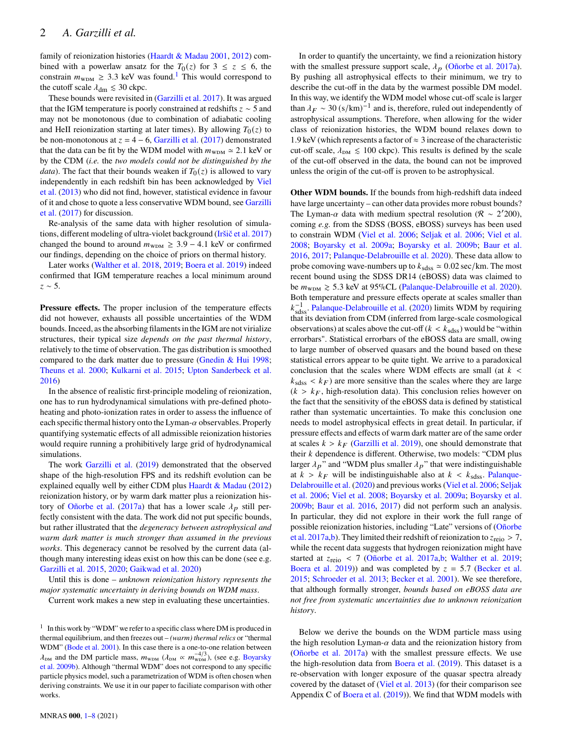family of reionization histories (Haardt & Madau 2001, 2012) combined with a powerlaw ansatz for the $T_0(z)$ for $3 \le z \le 6$, the constrain $m_{\rm WDM} \ge 3.3$ keV was found.[1] This would correspond to the cutoff scale $\lambda_{\rm dm} \lesssim 30$ ckpc.

These bounds were revisited in (Garzilli et al. 2017). It was argued that the IGM temperature is poorly constrained at redshifts $z \sim 5$ and may not be monotonous (due to combination of adiabatic cooling and HeII reionization starting at later times). By allowing $T_0(z)$ to be non-monotonous at $z = 4 - 6$, Garzilli et al. (2017) demonstrated that the data can be fit by the WDM model with $m_{\rm WDM} \simeq 2.1$ keV or by the CDM (*i.e.* the *two models could not be distinguished by the data*). The fact that their bounds weaken if $T_0(z)$ is allowed to vary independently in each redshift bin has been acknowledged by Viel et al. (2013) who did not find, however, statistical evidence in favour of it and chose to quote a less conservative WDM bound, see Garzilli et al. (2017) for discussion.

Re-analysis of the same data with higher resolution of simulations, different modeling of ultra-violet background (Iršič et al. 2017) changed the bound to around $m_{\rm WDM} \ge 3.9 - 4.1$ keV or confirmed our findings, depending on the choice of priors on thermal history.

Later works (Walther et al. 2018, 2019; Boera et al. 2019) indeed confirmed that IGM temperature reaches a local minimum around $z \sim 5$.

**Pressure effects.** The proper inclusion of the temperature effects did not however, exhausts all possible uncertainties of the WDM bounds. Inceed, as the absorbing filaments in the IGM are not virialize structures, their typical size *depends on the past thermal history*, relatively to the time of observation. The gas distribution is smoothed compared to the dark matter due to pressure (Gnedin & Hui 1998; Theuns et al. 2000; Kulkarni et al. 2015; Upton Sanderbeck et al. 2016)

In the absence of realistic first-principle modeling of reionization, one has to run hydrodynamical simulations with pre-defined photo-heating and photo-ionization rates in order to assess the influence of each specific thermal history onto the Lyman-$\alpha$ observables. Properly quantifying systematic effects of all admissible reionization histories would require running a prohibitively large grid of hydrodynamical simulations.

The work Garzilli et al. (2019) demonstrated that the observed shape of the high-resolution FPS and its redshift evolution can be explained equally well by either CDM plus Haardt & Madau (2012) reionization history, or by warm dark matter plus a reionization history of Oñorbe et al. (2017a) that has a lower scale $\lambda_P$ still perfectly consistent with the data. The work did not put specific bounds, but rather illustrated that the *degeneracy between astrophysical and warm dark matter is much stronger than assumed in the previous works*. This degeneracy cannot be resolved by the current data (although many interesting ideas exist on how this can be done (see e.g. Garzilli et al. 2015, 2020; Gaikwad et al. 2020)

Until this is done – *unknown reionization history represents the major systematic uncertainty in deriving bounds on WDM mass*.

Current work makes a new step in evaluating these uncertainties.

In order to quantify the uncertainty, we find a reionization history with the smallest pressure support scale, $\lambda_P$ (Oñorbe et al. 2017a). By pushing all astrophysical effects to their minimum, we try to describe the cut-off in the data by the warmest possible DM model. In this way, we identify the WDM model whose cut-off scale is larger than $\lambda_F \sim 30\,(\mathrm{s/km})^{-1}$ and is, therefore, ruled out independently of astrophysical assumptions. Therefore, when allowing for the wider class of reionization histories, the WDM bound relaxes down to 1.9 keV (which represents a factor of $\approx 3$ increase of the characteristic cut-off scale, $\lambda_{\rm DM} \lesssim 100$ ckpc). This results is defined by the scale of the cut-off observed in the data, the bound can not be improved unless the origin of the cut-off is proven to be astrophysical.

**Other WDM bounds.** If the bounds from high-redshift data indeed have large uncertainty – can other data provides more robust bounds? The Lyman-$\alpha$ data with medium spectral resolution ($\mathcal{R} \sim 2'200$), coming *e.g.* from the SDSS (BOSS, eBOSS) surveys has been used to constrain WDM (Viel et al. 2006; Seljak et al. 2006; Viel et al. 2008; Boyarsky et al. 2009a; Boyarsky et al. 2009b; Baur et al. 2016, 2017; Palanque-Delabrouille et al. 2020). These data allow to probe comoving wave-numbers up to $k_{\rm sdss} \simeq 0.02$ sec/km. The most recent bound using the SDSS DR14 (eBOSS) data was claimed to be $m_{\rm WDM} \gtrsim 5.3$ keV at 95%CL (Palanque-Delabrouille et al. 2020). Both temperature and pressure effects operate at scales smaller than $k_{\rm sdss}^{-1}$. Palanque-Delabrouille et al. (2020) limits WDM by requiring that its deviation from CDM (inferred from large-scale cosmological observations) at scales above the cut-off ($k < k_{\rm sdss}$) would be "within errorbars". Statistical errorbars of the eBOSS data are small, owing to large number of observed quasars and the bound based on these statistical errors appear to be quite tight. We arrive to a paradoxical conclusion that the scales where WDM effects are small (at $k < k_{\rm sdss} < k_F$) are more sensitive than the scales where they are large ($k > k_F$, high-resolution data). This conclusion relies however on the fact that the sensitivity of the eBOSS data is defined by statistical rather than systematic uncertainties. To make this conclusion one needs to model astrophysical effects in great detail. In particular, if pressure effects and effects of warm dark matter are of the same order at scales $k > k_F$ (Garzilli et al. 2019), one should demonstrate that their $k$ dependence is different. Otherwise, two models: "CDM plus larger $\lambda_P$" and "WDM plus smaller $\lambda_P$" that were indistinguishable at $k > k_F$ will be indistinguishable also at $k < k_{\rm sdss}$. Palanque-Delabrouille et al. (2020) and previous works (Viel et al. 2006; Seljak et al. 2006; Viel et al. 2008; Boyarsky et al. 2009a; Boyarsky et al. 2009b; Baur et al. 2016, 2017) did not perform such an analysis. In particular, they did not explore in their work the full range of possible reionization histories, including "Late" versions of (Oñorbe et al. 2017a,b). They limited their redshift of reionization to $z_{\rm reio} > 7$, while the recent data suggests that hydrogen reionization might have started at $z_{\rm reio} < 7$ (Oñorbe et al. 2017a,b; Walther et al. 2019; Boera et al. 2019)) and was completed by $z = 5.7$ (Becker et al. 2015; Schroeder et al. 2013; Becker et al. 2001). We see therefore, that although formally stronger, *bounds based on eBOSS data are not free from systematic uncertainties due to unknown reionization history*.

Below we derive the bounds on the WDM particle mass using the high resolution Lyman-$\alpha$ data and the reionization history from (Oñorbe et al. 2017a) with the smallest pressure effects. We use the high-resolution data from Boera et al. (2019). This dataset is a re-observation with longer exposure of the quasar spectra already covered by the dataset of (Viel et al. 2013) (for their comparison see Appendix C of Boera et al. (2019)). We find that WDM models with

[1] In this work by "WDM" we refer to a specific class where DM is produced in thermal equilibrium, and then freezes out – *(warm) thermal relics* or "thermal WDM" (Bode et al. 2001). In this case there is a one-to-one relation between $\lambda_{\rm DM}$ and the DM particle mass, $m_{\rm WDM}$ ($\lambda_{\rm DM} \propto m_{\rm WDM}^{-4/3}$), (see e.g. Boyarsky et al. 2009b). Although "thermal WDM" does not correspond to any specific particle physics model, such a parametrization of WDM is often chosen when deriving constraints. We use it in our paper to faciliate comparison with other works.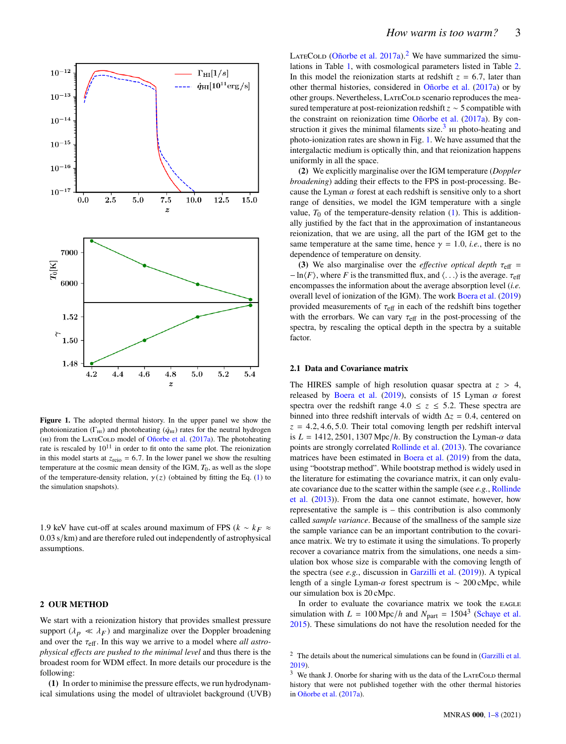**Figure 1.** The adopted thermal history. In the upper panel we show the photoionization ($\Gamma_{\rm HI}$) and photoheating ($\dot{q}_{\rm HI}$) rates for the neutral hydrogen (HI) from the LateCold model of Oñorbe et al. (2017a). The photoheating rate is rescaled by $10^{11}$ in order to fit onto the same plot. The reionization in this model starts at $z_{\rm reio} = 6.7$. In the lower panel we show the resulting temperature at the cosmic mean density of the IGM, $T_0$, as well as the slope of the temperature-density relation, $\gamma(z)$ (obtained by fitting the Eq. (1) to the simulation snapshots).

1.9 keV have cut-off at scales around maximum of FPS ($k \sim k_F \approx 0.03$ s/km) and are therefore ruled out independently of astrophysical assumptions.

## 2 OUR METHOD

We start with a reionization history that provides smallest pressure support ($\lambda_p \ll \lambda_F$) and marginalize over the Doppler broadening and over the $\tau_{\rm eff}$. In this way we arrive to a model where *all astrophysical effects are pushed to the minimal level* and thus there is the broadest room for WDM effect. In more details our procedure is the following:

**(1)** In order to minimise the pressure effects, we run hydrodynamical simulations using the model of ultraviolet background (UVB) LateCold (Oñorbe et al. 2017a).[2] We have summarized the simulations in Table 1, with cosmological parameters listed in Table 2. In this model the reionization starts at redshift $z = 6.7$, later than other thermal histories, considered in Oñorbe et al. (2017a) or by other groups. Nevertheless, LateCold scenario reproduces the measured temperature at post-reionization redshift $z \sim 5$ compatible with the constraint on reionization time Oñorbe et al. (2017a). By construction it gives the minimal filaments size.[3] HI photo-heating and photo-ionization rates are shown in Fig. 1. We have assumed that the intergalactic medium is optically thin, and that reionization happens uniformly in all the space.

**(2)** We explicitly marginalise over the IGM temperature (*Doppler broadening*) adding their effects to the FPS in post-processing. Because the Lyman $\alpha$ forest at each redshift is sensitive only to a short range of densities, we model the IGM temperature with a single value, $T_0$ of the temperature-density relation (1). This is additionally justified by the fact that in the approximation of instantaneous reionization, that we are using, all the part of the IGM get to the same temperature at the same time, hence $\gamma = 1.0$, *i.e.*, there is no dependence of temperature on density.

**(3)** We also marginalise over the *effective optical depth* $\tau_{\rm eff} = -\ln\langle F\rangle$, where $F$ is the transmitted flux, and $\langle\ldots\rangle$ is the average. $\tau_{\rm eff}$ encompasses the information about the average absorption level (*i.e.* overall level of ionization of the IGM). The work Boera et al. (2019) provided measurements of $\tau_{\rm eff}$ in each of the redshift bins together with the errorbars. We can vary $\tau_{\rm eff}$ in the post-processing of the spectra, by rescaling the optical depth in the spectra by a suitable factor.

### 2.1 Data and Covariance matrix

The HIRES sample of high resolution quasar spectra at $z > 4$, released by Boera et al. (2019), consists of 15 Lyman $\alpha$ forest spectra over the redshift range $4.0 \leq z \leq 5.2$. These spectra are binned into three redshift intervals of width $\Delta z = 0.4$, centered on $z = 4.2, 4.6, 5.0$. Their total comoving length per redshift interval is $L = 1412, 2501, 1307$ Mpc$/h$. By construction the Lyman-$\alpha$ data points are strongly correlated Rollinde et al. (2013). The covariance matrices have been estimated in Boera et al. (2019) from the data, using "bootstrap method". While bootstrap method is widely used in the literature for estimating the covariance matrix, it can only evaluate covariance due to the scatter within the sample (see *e.g.*, Rollinde et al. (2013)). From the data one cannot estimate, however, how representative the sample is – this contribution is also commonly called *sample variance*. Because of the smallness of the sample size the sample variance can be an important contribution to the covariance matrix. We try to estimate it using the simulations. To properly recover a covariance matrix from the simulations, one needs a simulation box whose size is comparable with the comoving length of the spectra (see *e.g.*, discussion in Garzilli et al. (2019)). A typical length of a single Lyman-$\alpha$ forest spectrum is $\sim 200$ cMpc, while our simulation box is 20 cMpc.

In order to evaluate the covariance matrix we took the EAGLE simulation with $L = 100$ Mpc$/h$ and $N_{\rm part} = 1504^3$ (Schaye et al. 2015). These simulations do not have the resolution needed for the

[2] The details about the numerical simulations can be found in (Garzilli et al. 2019).

[3] We thank J. Onorbe for sharing with us the data of the LateCold thermal history that were not published together with the other thermal histories in Oñorbe et al. (2017a).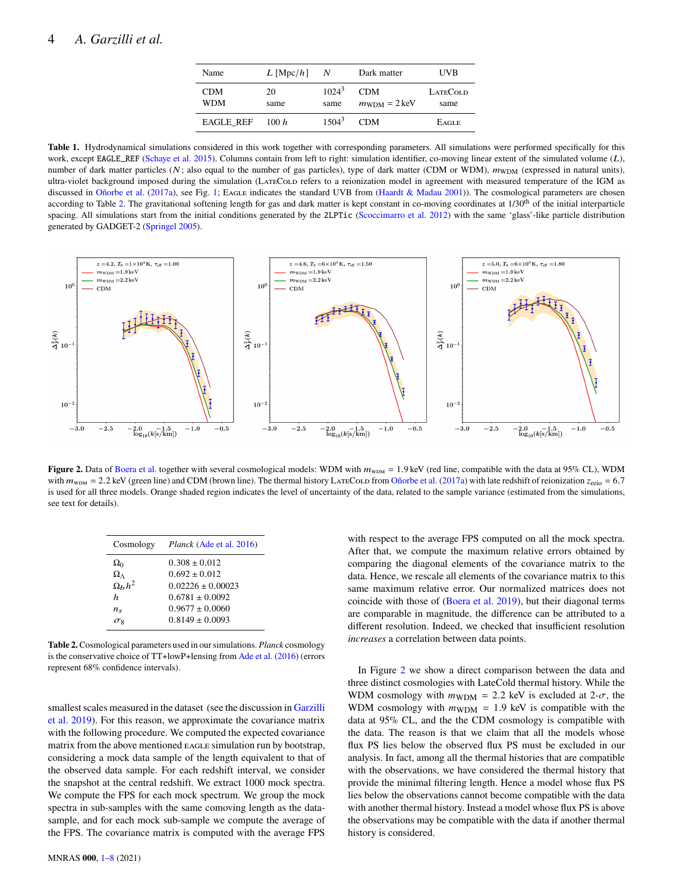| Name | $L$ [Mpc/$h$] | $N$ | Dark matter | UVB |
|---|---|---|---|---|
| CDM | 20 | $1024^3$ | CDM | LateCold |
| WDM | same | same | $m_{\rm WDM} = 2\,$keV | same |
| EAGLE_REF | 100 $h$ | $1504^3$ | CDM | Eagle |

**Table 1.** Hydrodynamical simulations considered in this work together with corresponding parameters. All simulations were performed specifically for this work, except EAGLE_REF (Schaye et al. 2015). Columns contain from left to right: simulation identifier, co-moving linear extent of the simulated volume ($L$), number of dark matter particles ($N$; also equal to the number of gas particles), type of dark matter (CDM or WDM), $m_{\rm WDM}$ (expressed in natural units), ultra-violet background imposed during the simulation (LateCold refers to a reionization model in agreement with measured temperature of the IGM as discussed in Oñorbe et al. (2017a), see Fig. 1; Eagle indicates the standard UVB from (Haardt & Madau 2001)). The cosmological parameters are chosen according to Table 2. The gravitational softening length for gas and dark matter is kept constant in co-moving coordinates at 1/30th of the initial interparticle spacing. All simulations start from the initial conditions generated by the 2LPTic (Scoccimarro et al. 2012) with the same 'glass'-like particle distribution generated by GADGET-2 (Springel 2005).

**Figure 2.** Data of Boera et al. together with several cosmological models: WDM with $m_{\rm WDM} = 1.9\,$keV (red line, compatible with the data at 95% CL), WDM with $m_{\rm WDM} = 2.2\,$keV (green line) and CDM (brown line). The thermal history LateCold from Oñorbe et al. (2017a) with late redshift of reionization $z_{\rm reio} = 6.7$ is used for all three models. Orange shaded region indicates the level of uncertainty of the data, related to the sample variance (estimated from the simulations, see text for details).

| Cosmology | *Planck* (Ade et al. 2016) |
|---|---|
| $\Omega_0$ | $0.308 \pm 0.012$ |
| $\Omega_\Lambda$ | $0.692 \pm 0.012$ |
| $\Omega_b h^2$ | $0.02226 \pm 0.00023$ |
| $h$ | $0.6781 \pm 0.0092$ |
| $n_s$ | $0.9677 \pm 0.0060$ |
| $\sigma_8$ | $0.8149 \pm 0.0093$ |

**Table 2.** Cosmological parameters used in our simulations. *Planck* cosmology is the conservative choice of TT+lowP+lensing from Ade et al. (2016) (errors represent 68% confidence intervals).

smallest scales measured in the dataset (see the discussion in Garzilli et al. 2019). For this reason, we approximate the covariance matrix with the following procedure. We computed the expected covariance matrix from the above mentioned eagle simulation run by bootstrap, considering a mock data sample of the length equivalent to that of the observed data sample. For each redshift interval, we consider the snapshot at the central redshift. We extract 1000 mock spectra. We compute the FPS for each mock spectrum. We group the mock spectra in sub-samples with the same comoving length as the data-sample, and for each mock sub-sample we compute the average of the FPS. The covariance matrix is computed with the average FPS with respect to the average FPS computed on all the mock spectra. After that, we compute the maximum relative errors obtained by comparing the diagonal elements of the covariance matrix to the data. Hence, we rescale all elements of the covariance matrix to this same maximum relative error. Our normalized matrices does not coincide with those of (Boera et al. 2019), but their diagonal terms are comparable in magnitude, the difference can be attributed to a different resolution. Indeed, we checked that insufficient resolution *increases* a correlation between data points.

In Figure 2 we show a direct comparison between the data and three distinct cosmologies with LateCold thermal history. While the WDM cosmology with $m_{\rm WDM} = 2.2$ keV is excluded at 2-$\sigma$, the WDM cosmology with $m_{\rm WDM} = 1.9$ keV is compatible with the data at 95% CL, and the CDM cosmology is compatible with the data. The reason is that we claim that all the models whose flux PS lies below the observed flux PS must be excluded in our analysis. In fact, among all the thermal histories that are compatible with the observations, we have considered the thermal history that provide the minimal filtering length. Hence a model whose flux PS lies below the observations cannot become compatible with the data with another thermal history. Instead a model whose flux PS is above the observations may be compatible with the data if another thermal history is considered.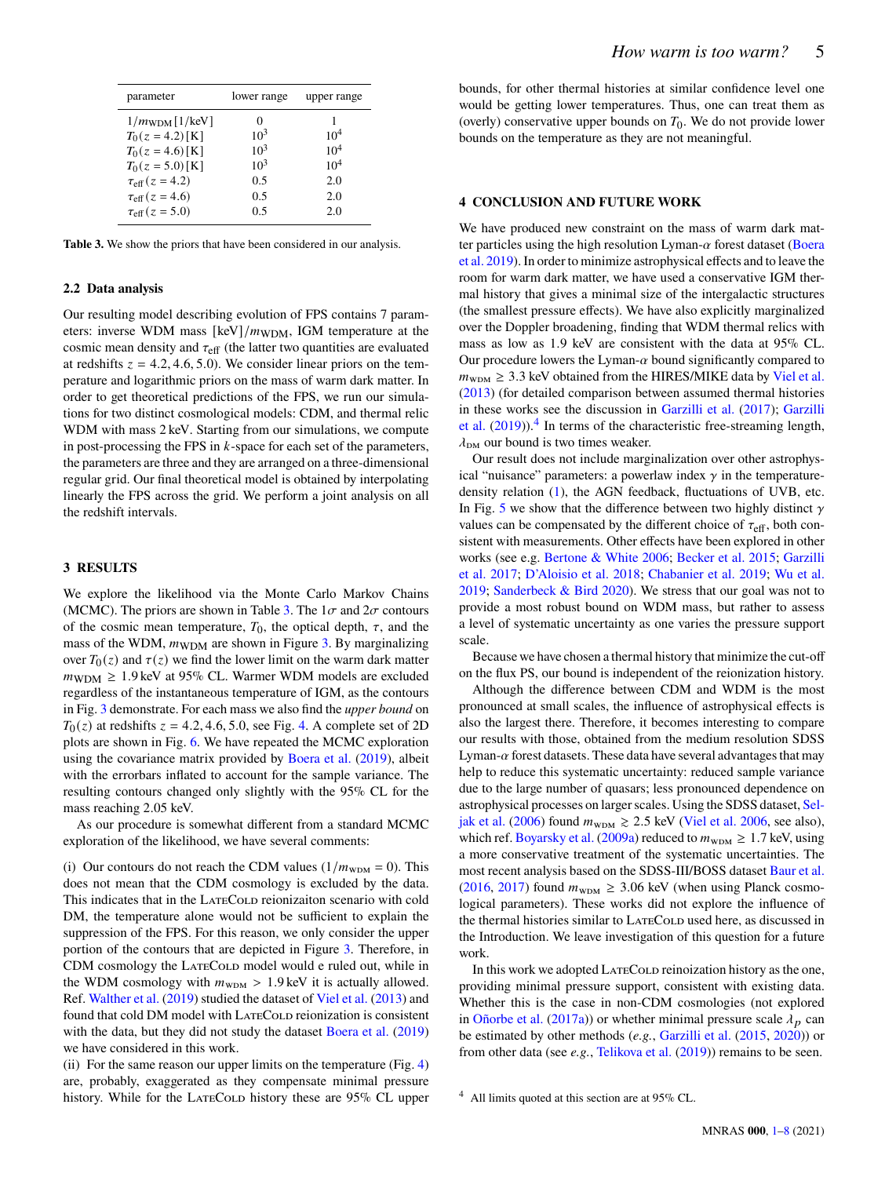| parameter | lower range | upper range |
|---|---|---|
| $1/m_{\rm WDM}\,[1/\text{keV}]$ | 0 | 1 |
| $T_0(z=4.2)\,[\text{K}]$ | $10^3$ | $10^4$ |
| $T_0(z=4.6)\,[\text{K}]$ | $10^3$ | $10^4$ |
| $T_0(z=5.0)\,[\text{K}]$ | $10^3$ | $10^4$ |
| $\tau_{\rm eff}(z=4.2)$ | 0.5 | 2.0 |
| $\tau_{\rm eff}(z=4.6)$ | 0.5 | 2.0 |
| $\tau_{\rm eff}(z=5.0)$ | 0.5 | 2.0 |

**Table 3.** We show the priors that have been considered in our analysis.

### 2.2 Data analysis

Our resulting model describing evolution of FPS contains 7 parameters: inverse WDM mass $[\text{keV}]/m_{\rm WDM}$, IGM temperature at the cosmic mean density and $\tau_{\rm eff}$ (the latter two quantities are evaluated at redshifts $z = 4.2, 4.6, 5.0$). We consider linear priors on the temperature and logarithmic priors on the mass of warm dark matter. In order to get theoretical predictions of the FPS, we run our simulations for two distinct cosmological models: CDM, and thermal relic WDM with mass 2 keV. Starting from our simulations, we compute in post-processing the FPS in $k$-space for each set of the parameters, the parameters are three and they are arranged on a three-dimensional regular grid. Our final theoretical model is obtained by interpolating linearly the FPS across the grid. We perform a joint analysis on all the redshift intervals.

## 3 RESULTS

We explore the likelihood via the Monte Carlo Markov Chains (MCMC). The priors are shown in Table 3. The $1\sigma$ and $2\sigma$ contours of the cosmic mean temperature, $T_0$, the optical depth, $\tau$, and the mass of the WDM, $m_{\rm WDM}$ are shown in Figure 3. By marginalizing over $T_0(z)$ and $\tau(z)$ we find the lower limit on the warm dark matter $m_{\rm WDM} \geq 1.9$ keV at 95% CL. Warmer WDM models are excluded regardless of the instantaneous temperature of IGM, as the contours in Fig. 3 demonstrate. For each mass we also find the *upper bound* on $T_0(z)$ at redshifts $z = 4.2, 4.6, 5.0$, see Fig. 4. A complete set of 2D plots are shown in Fig. 6. We have repeated the MCMC exploration using the covariance matrix provided by Boera et al. (2019), albeit with the errorbars inflated to account for the sample variance. The resulting contours changed only slightly with the 95% CL for the mass reaching 2.05 keV.

As our procedure is somewhat different from a standard MCMC exploration of the likelihood, we have several comments:

(i) Our contours do not reach the CDM values ($1/m_{\rm WDM} = 0$). This does not mean that the CDM cosmology is excluded by the data. This indicates that in the LateCold reionizaiton scenario with cold DM, the temperature alone would not be sufficient to explain the suppression of the FPS. For this reason, we only consider the upper portion of the contours that are depicted in Figure 3. Therefore, in CDM cosmology the LateCold model would e ruled out, while in the WDM cosmology with $m_{\rm WDM} > 1.9$ keV it is actually allowed. Ref. Walther et al. (2019) studied the dataset of Viel et al. (2013) and found that cold DM model with LateCold reionization is consistent with the data, but they did not study the dataset Boera et al. (2019) we have considered in this work.
(ii) For the same reason our upper limits on the temperature (Fig. 4) are, probably, exaggerated as they compensate minimal pressure history. While for the LateCold history these are 95% CL upper bounds, for other thermal histories at similar confidence level one would be getting lower temperatures. Thus, one can treat them as (overly) conservative upper bounds on $T_0$. We do not provide lower bounds on the temperature as they are not meaningful.

## 4 CONCLUSION AND FUTURE WORK

We have produced new constraint on the mass of warm dark matter particles using the high resolution Lyman-$\alpha$ forest dataset (Boera et al. 2019). In order to minimize astrophysical effects and to leave the room for warm dark matter, we have used a conservative IGM thermal history that gives a minimal size of the intergalactic structures (the smallest pressure effects). We have also explicitly marginalized over the Doppler broadening, finding that WDM thermal relics with mass as low as 1.9 keV are consistent with the data at 95% CL. Our procedure lowers the Lyman-$\alpha$ bound significantly compared to $m_{\rm WDM} \geq 3.3$ keV obtained from the HIRES/MIKE data by Viel et al. (2013) (for detailed comparison between assumed thermal histories in these works see the discussion in Garzilli et al. (2017); Garzilli et al. (2019)).[4] In terms of the characteristic free-streaming length, $\lambda_{\rm DM}$ our bound is two times weaker.

Our result does not include marginalization over other astrophysical "nuisance" parameters: a powerlaw index $\gamma$ in the temperature-density relation (1), the AGN feedback, fluctuations of UVB, etc. In Fig. 5 we show that the difference between two highly distinct $\gamma$ values can be compensated by the different choice of $\tau_{\rm eff}$, both consistent with measurements. Other effects have been explored in other works (see e.g. Bertone & White 2006; Becker et al. 2015; Garzilli et al. 2017; D'Aloisio et al. 2018; Chabanier et al. 2019; Wu et al. 2019; Sanderbeck & Bird 2020). We stress that our goal was not to provide a most robust bound on WDM mass, but rather to assess a level of systematic uncertainty as one varies the pressure support scale.

Because we have chosen a thermal history that minimize the cut-off on the flux PS, our bound is independent of the reionization history.

Although the difference between CDM and WDM is the most pronounced at small scales, the influence of astrophysical effects is also the largest there. Therefore, it becomes interesting to compare our results with those, obtained from the medium resolution SDSS Lyman-$\alpha$ forest datasets. These data have several advantages that may help to reduce this systematic uncertainty: reduced sample variance due to the large number of quasars; less pronounced dependence on astrophysical processes on larger scales. Using the SDSS dataset, Seljak et al. (2006) found $m_{\rm WDM} \gtrsim 2.5$ keV (Viel et al. 2006, see also), which ref. Boyarsky et al. (2009a) reduced to $m_{\rm WDM} \geq 1.7$ keV, using a more conservative treatment of the systematic uncertainties. The most recent analysis based on the SDSS-III/BOSS dataset Baur et al. (2016, 2017) found $m_{\rm WDM} \geq 3.06$ keV (when using Planck cosmological parameters). These works did not explore the influence of the thermal histories similar to LateCold used here, as discussed in the Introduction. We leave investigation of this question for a future work.

In this work we adopted LateCold reinoization history as the one, providing minimal pressure support, consistent with existing data. Whether this is the case in non-CDM cosmologies (not explored in Oñorbe et al. (2017a)) or whether minimal pressure scale $\lambda_p$ can be estimated by other methods (*e.g.*, Garzilli et al. (2015, 2020)) or from other data (see *e.g.*, Telikova et al. (2019)) remains to be seen.

[4] All limits quoted at this section are at 95% CL.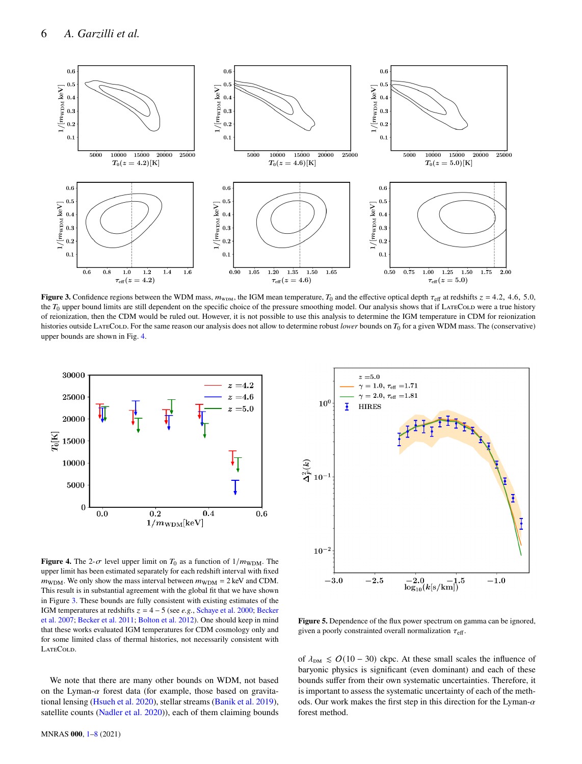**Figure 3.** Confidence regions between the WDM mass, $m_{\rm WDM}$, the IGM mean temperature, $T_0$ and the effective optical depth $\tau_{\rm eff}$ at redshifts $z = 4.2, 4.6, 5.0$, the $T_0$ upper bound limits are still dependent on the specific choice of the pressure smoothing model. Our analysis shows that if LateCold were a true history of reionization, then the CDM would be ruled out. However, it is not possible to use this analysis to determine the IGM temperature in CDM for reionization histories outside LateCold. For the same reason our analysis does not allow to determine robust *lower* bounds on $T_0$ for a given WDM mass. The (conservative) upper bounds are shown in Fig. 4.

**Figure 4.** The 2-$\sigma$ level upper limit on $T_0$ as a function of $1/m_{\rm WDM}$. The upper limit has been estimated separately for each redshift interval with fixed $m_{\rm WDM}$. We only show the mass interval between $m_{\rm WDM} = 2$ keV and CDM. This result is in substantial agreement with the global fit that we have shown in Figure 3. These bounds are fully consistent with existing estimates of the IGM temperatures at redshifts $z = 4 - 5$ (see *e.g.*, Schaye et al. 2000; Becker et al. 2007; Becker et al. 2011; Bolton et al. 2012). One should keep in mind that these works evaluated IGM temperatures for CDM cosmology only and for some limited class of thermal histories, not necessarily consistent with LateCold.

**Figure 5.** Dependence of the flux power spectrum on gamma can be ignored, given a poorly constrained overall normalization $\tau_{\rm eff}$.

We note that there are many other bounds on WDM, not based on the Lyman-$\alpha$ forest data (for example, those based on gravitational lensing (Hsueh et al. 2020), stellar streams (Banik et al. 2019), satellite counts (Nadler et al. 2020)), each of them claiming bounds of $\lambda_{\rm DM} \lesssim O(10-30)$ ckpc. At these small scales the influence of baryonic physics is significant (even dominant) and each of these bounds suffer from their own systematic uncertainties. Therefore, it is important to assess the systematic uncertainty of each of the methods. Our work makes the first step in this direction for the Lyman-$\alpha$ forest method.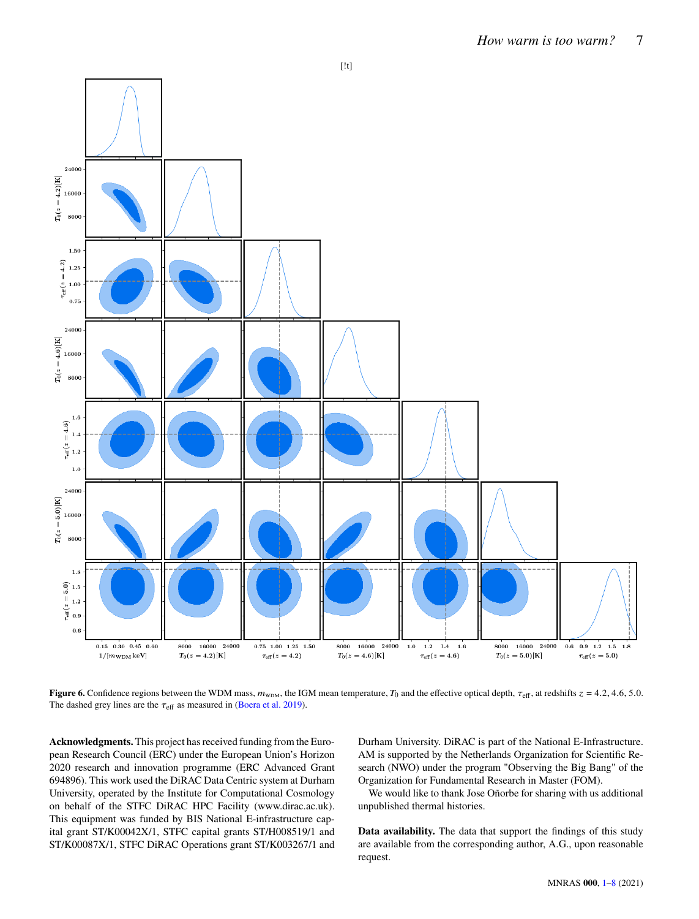[!t]

**Figure 6.** Confidence regions between the WDM mass, $m_{\rm WDM}$, the IGM mean temperature, $T_0$ and the effective optical depth, $\tau_{\rm eff}$, at redshifts $z = 4.2, 4.6, 5.0$. The dashed grey lines are the $\tau_{\rm eff}$ as measured in (Boera et al. 2019).

**Acknowledgments.** This project has received funding from the European Research Council (ERC) under the European Union's Horizon 2020 research and innovation programme (ERC Advanced Grant 694896). This work used the DiRAC Data Centric system at Durham University, operated by the Institute for Computational Cosmology on behalf of the STFC DiRAC HPC Facility (www.dirac.ac.uk). This equipment was funded by BIS National E-infrastructure capital grant ST/K00042X/1, STFC capital grants ST/H008519/1 and ST/K00087X/1, STFC DiRAC Operations grant ST/K003267/1 and Durham University. DiRAC is part of the National E-Infrastructure. AM is supported by the Netherlands Organization for Scientific Research (NWO) under the program "Observing the Big Bang" of the Organization for Fundamental Research in Master (FOM).

We would like to thank Jose Oñorbe for sharing with us additional unpublished thermal histories.

**Data availability.** The data that support the findings of this study are available from the corresponding author, A.G., upon reasonable request.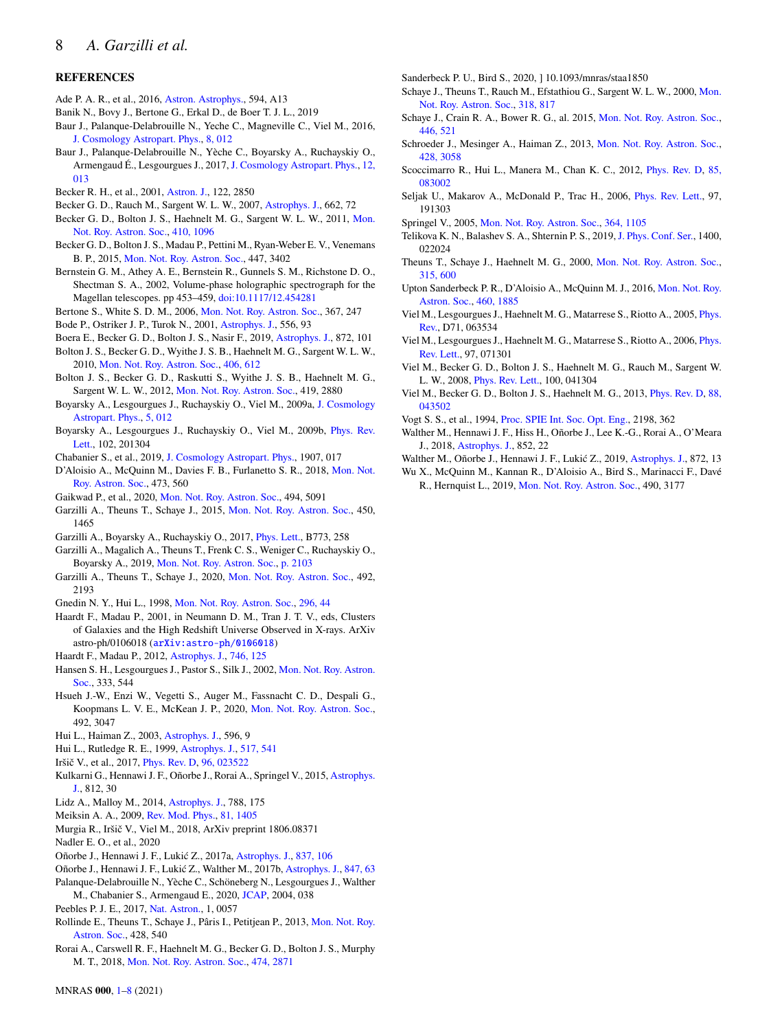## REFERENCES

Ade P. A. R., et al., 2016, Astron. Astrophys., 594, A13

Banik N., Bovy J., Bertone G., Erkal D., de Boer T. J. L., 2019

Baur J., Palanque-Delabrouille N., Yeche C., Magneville C., Viel M., 2016, J. Cosmology Astropart. Phys., 8, 012

Baur J., Palanque-Delabrouille N., Yèche C., Boyarsky A., Ruchayskiy O., Armengaud É., Lesgourgues J., 2017, J. Cosmology Astropart. Phys., 12, 013

Becker R. H., et al., 2001, Astron. J., 122, 2850

Becker G. D., Rauch M., Sargent W. L. W., 2007, Astrophys. J., 662, 72

Becker G. D., Bolton J. S., Haehnelt M. G., Sargent W. L. W., 2011, Mon. Not. Roy. Astron. Soc., 410, 1096

Becker G. D., Bolton J. S., Madau P., Pettini M., Ryan-Weber E. V., Venemans B. P., 2015, Mon. Not. Roy. Astron. Soc., 447, 3402

Bernstein G. M., Athey A. E., Bernstein R., Gunnels S. M., Richstone D. O., Shectman S. A., 2002, Volume-phase holographic spectrograph for the Magellan telescopes. pp 453–459, doi:10.1117/12.454281

Bertone S., White S. D. M., 2006, Mon. Not. Roy. Astron. Soc., 367, 247

Bode P., Ostriker J. P., Turok N., 2001, Astrophys. J., 556, 93

Boera E., Becker G. D., Bolton J. S., Nasir F., 2019, Astrophys. J., 872, 101

Bolton J. S., Becker G. D., Wyithe J. S. B., Haehnelt M. G., Sargent W. L. W., 2010, Mon. Not. Roy. Astron. Soc., 406, 612

Bolton J. S., Becker G. D., Raskutti S., Wyithe J. S. B., Haehnelt M. G., Sargent W. L. W., 2012, Mon. Not. Roy. Astron. Soc., 419, 2880

Boyarsky A., Lesgourgues J., Ruchayskiy O., Viel M., 2009a, J. Cosmology Astropart. Phys., 5, 012

Boyarsky A., Lesgourgues J., Ruchayskiy O., Viel M., 2009b, Phys. Rev. Lett., 102, 201304

Chabanier S., et al., 2019, J. Cosmology Astropart. Phys., 1907, 017

D'Aloisio A., McQuinn M., Davies F. B., Furlanetto S. R., 2018, Mon. Not. Roy. Astron. Soc., 473, 560

Gaikwad P., et al., 2020, Mon. Not. Roy. Astron. Soc., 494, 5091

Garzilli A., Theuns T., Schaye J., 2015, Mon. Not. Roy. Astron. Soc., 450, 1465

Garzilli A., Boyarsky A., Ruchayskiy O., 2017, Phys. Lett., B773, 258

Garzilli A., Magalich A., Theuns T., Frenk C. S., Weniger C., Ruchayskiy O., Boyarsky A., 2019, Mon. Not. Roy. Astron. Soc., p. 2103

Garzilli A., Theuns T., Schaye J., 2020, Mon. Not. Roy. Astron. Soc., 492, 2193

Gnedin N. Y., Hui L., 1998, Mon. Not. Roy. Astron. Soc., 296, 44

Haardt F., Madau P., 2001, in Neumann D. M., Tran J. T. V., eds, Clusters of Galaxies and the High Redshift Universe Observed in X-rays. ArXiv astro-ph/0106018 (arXiv:astro-ph/0106018)

Haardt F., Madau P., 2012, Astrophys. J., 746, 125

Hansen S. H., Lesgourgues J., Pastor S., Silk J., 2002, Mon. Not. Roy. Astron. Soc., 333, 544

Hsueh J.-W., Enzi W., Vegetti S., Auger M., Fassnacht C. D., Despali G., Koopmans L. V. E., McKean J. P., 2020, Mon. Not. Roy. Astron. Soc., 492, 3047

Hui L., Haiman Z., 2003, Astrophys. J., 596, 9

Hui L., Rutledge R. E., 1999, Astrophys. J., 517, 541

Iršič V., et al., 2017, Phys. Rev. D, 96, 023522

Kulkarni G., Hennawi J. F., Oñorbe J., Rorai A., Springel V., 2015, Astrophys. J., 812, 30

Lidz A., Malloy M., 2014, Astrophys. J., 788, 175

Meiksin A. A., 2009, Rev. Mod. Phys., 81, 1405

Murgia R., Iršič V., Viel M., 2018, ArXiv preprint 1806.08371

Nadler E. O., et al., 2020

Oñorbe J., Hennawi J. F., Lukić Z., 2017a, Astrophys. J., 837, 106

Oñorbe J., Hennawi J. F., Lukić Z., Walther M., 2017b, Astrophys. J., 847, 63

Palanque-Delabrouille N., Yèche C., Schöneberg N., Lesgourgues J., Walther M., Chabanier S., Armengaud E., 2020, JCAP, 2004, 038

Peebles P. J. E., 2017, Nat. Astron., 1, 0057

Rollinde E., Theuns T., Schaye J., Pâris I., Petitjean P., 2013, Mon. Not. Roy. Astron. Soc., 428, 540

Rorai A., Carswell R. F., Haehnelt M. G., Becker G. D., Bolton J. S., Murphy M. T., 2018, Mon. Not. Roy. Astron. Soc., 474, 2871

Sanderbeck P. U., Bird S., 2020, ] 10.1093/mnras/staa1850

Schaye J., Theuns T., Rauch M., Efstathiou G., Sargent W. L. W., 2000, Mon. Not. Roy. Astron. Soc., 318, 817

Schaye J., Crain R. A., Bower R. G., al. 2015, Mon. Not. Roy. Astron. Soc., 446, 521

Schroeder J., Mesinger A., Haiman Z., 2013, Mon. Not. Roy. Astron. Soc., 428, 3058

Scoccimarro R., Hui L., Manera M., Chan K. C., 2012, Phys. Rev. D, 85, 083002

Seljak U., Makarov A., McDonald P., Trac H., 2006, Phys. Rev. Lett., 97, 191303

Springel V., 2005, Mon. Not. Roy. Astron. Soc., 364, 1105

Telikova K. N., Balashev S. A., Shternin P. S., 2019, J. Phys. Conf. Ser., 1400, 022024

Theuns T., Schaye J., Haehnelt M. G., 2000, Mon. Not. Roy. Astron. Soc., 315, 600

Upton Sanderbeck P. R., D'Aloisio A., McQuinn M. J., 2016, Mon. Not. Roy. Astron. Soc., 460, 1885

Viel M., Lesgourgues J., Haehnelt M. G., Matarrese S., Riotto A., 2005, Phys. Rev., D71, 063534

Viel M., Lesgourgues J., Haehnelt M. G., Matarrese S., Riotto A., 2006, Phys. Rev. Lett., 97, 071301

Viel M., Becker G. D., Bolton J. S., Haehnelt M. G., Rauch M., Sargent W. L. W., 2008, Phys. Rev. Lett., 100, 041304

Viel M., Becker G. D., Bolton J. S., Haehnelt M. G., 2013, Phys. Rev. D, 88, 043502

Vogt S. S., et al., 1994, Proc. SPIE Int. Soc. Opt. Eng., 2198, 362

Walther M., Hennawi J. F., Hiss H., Oñorbe J., Lee K.-G., Rorai A., O'Meara J., 2018, Astrophys. J., 852, 22

Walther M., Oñorbe J., Hennawi J. F., Lukić Z., 2019, Astrophys. J., 872, 13

Wu X., McQuinn M., Kannan R., D'Aloisio A., Bird S., Marinacci F., Davé R., Hernquist L., 2019, Mon. Not. Roy. Astron. Soc., 490, 3177